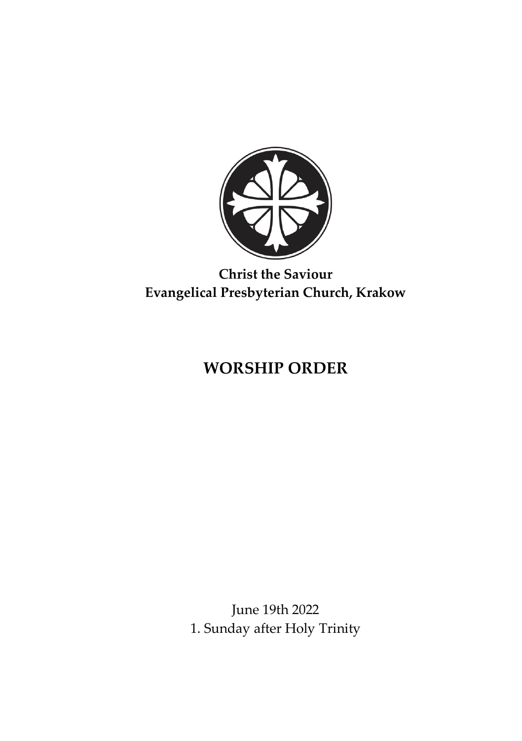**Christ the Saviour**
**Evangelical Presbyterian Church, Krakow**

# WORSHIP ORDER

June 19th 2022
1. Sunday after Holy Trinity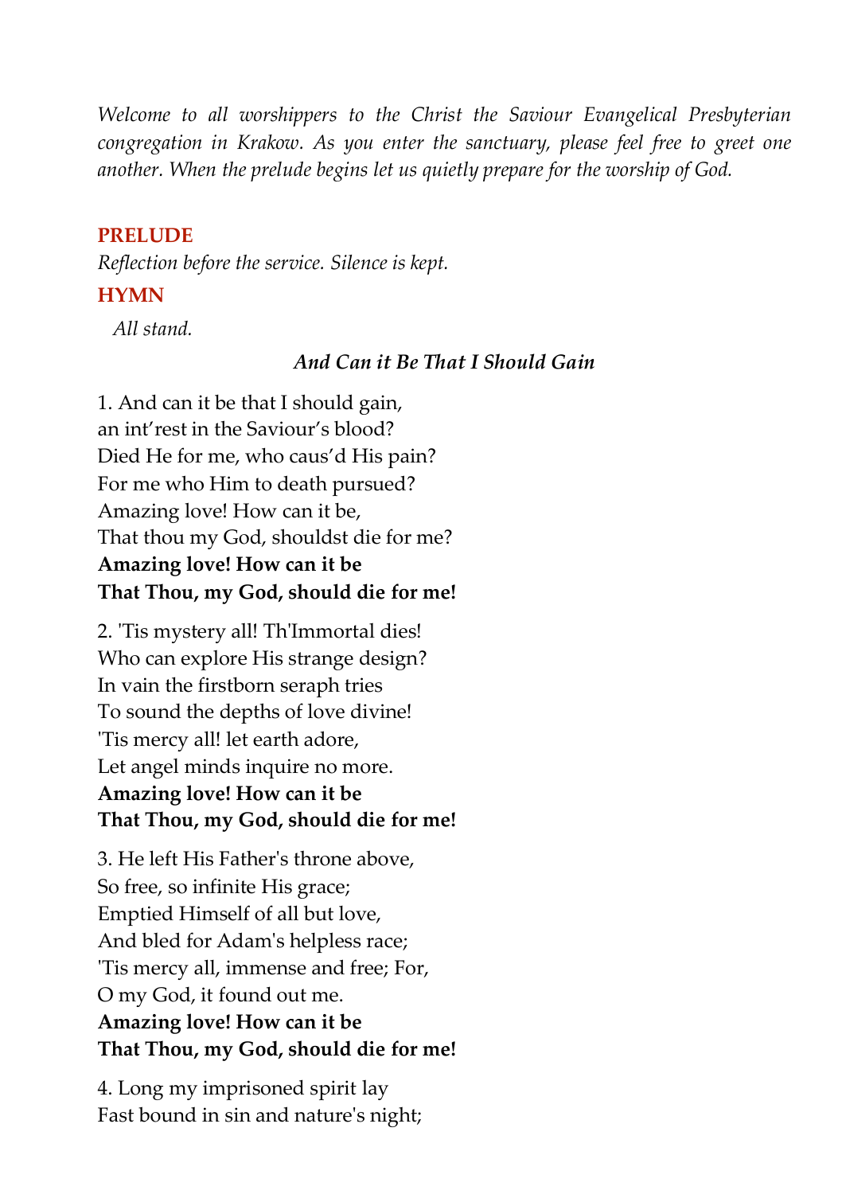*Welcome to all worshippers to the Christ the Saviour Evangelical Presbyterian congregation in Krakow. As you enter the sanctuary, please feel free to greet one another. When the prelude begins let us quietly prepare for the worship of God.*

## PRELUDE

*Reflection before the service. Silence is kept.*

## HYMN

*All stand.*

### *And Can it Be That I Should Gain*

1. And can it be that I should gain,
an int'rest in the Saviour's blood?
Died He for me, who caus'd His pain?
For me who Him to death pursued?
Amazing love! How can it be,
That thou my God, shouldst die for me?
**Amazing love! How can it be**
**That Thou, my God, should die for me!**

2. 'Tis mystery all! Th'Immortal dies!
Who can explore His strange design?
In vain the firstborn seraph tries
To sound the depths of love divine!
'Tis mercy all! let earth adore,
Let angel minds inquire no more.
**Amazing love! How can it be**
**That Thou, my God, should die for me!**

3. He left His Father's throne above,
So free, so infinite His grace;
Emptied Himself of all but love,
And bled for Adam's helpless race;
'Tis mercy all, immense and free; For,
O my God, it found out me.
**Amazing love! How can it be**
**That Thou, my God, should die for me!**

4. Long my imprisoned spirit lay
Fast bound in sin and nature's night;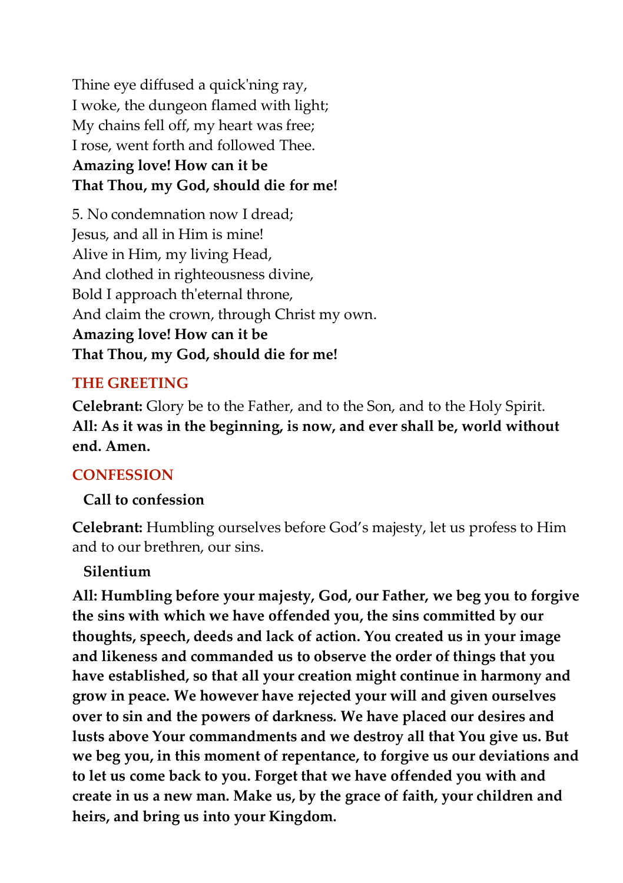Thine eye diffused a quick'ning ray,
I woke, the dungeon flamed with light;
My chains fell off, my heart was free;
I rose, went forth and followed Thee.
**Amazing love! How can it be**
**That Thou, my God, should die for me!**

5. No condemnation now I dread;
Jesus, and all in Him is mine!
Alive in Him, my living Head,
And clothed in righteousness divine,
Bold I approach th'eternal throne,
And claim the crown, through Christ my own.
**Amazing love! How can it be**
**That Thou, my God, should die for me!**

## THE GREETING

**Celebrant:** Glory be to the Father, and to the Son, and to the Holy Spirit.
**All: As it was in the beginning, is now, and ever shall be, world without end. Amen.**

## CONFESSION

**Call to confession**

**Celebrant:** Humbling ourselves before God's majesty, let us profess to Him and to our brethren, our sins.

**Silentium**

**All: Humbling before your majesty, God, our Father, we beg you to forgive the sins with which we have offended you, the sins committed by our thoughts, speech, deeds and lack of action. You created us in your image and likeness and commanded us to observe the order of things that you have established, so that all your creation might continue in harmony and grow in peace. We however have rejected your will and given ourselves over to sin and the powers of darkness. We have placed our desires and lusts above Your commandments and we destroy all that You give us. But we beg you, in this moment of repentance, to forgive us our deviations and to let us come back to you. Forget that we have offended you with and create in us a new man. Make us, by the grace of faith, your children and heirs, and bring us into your Kingdom.**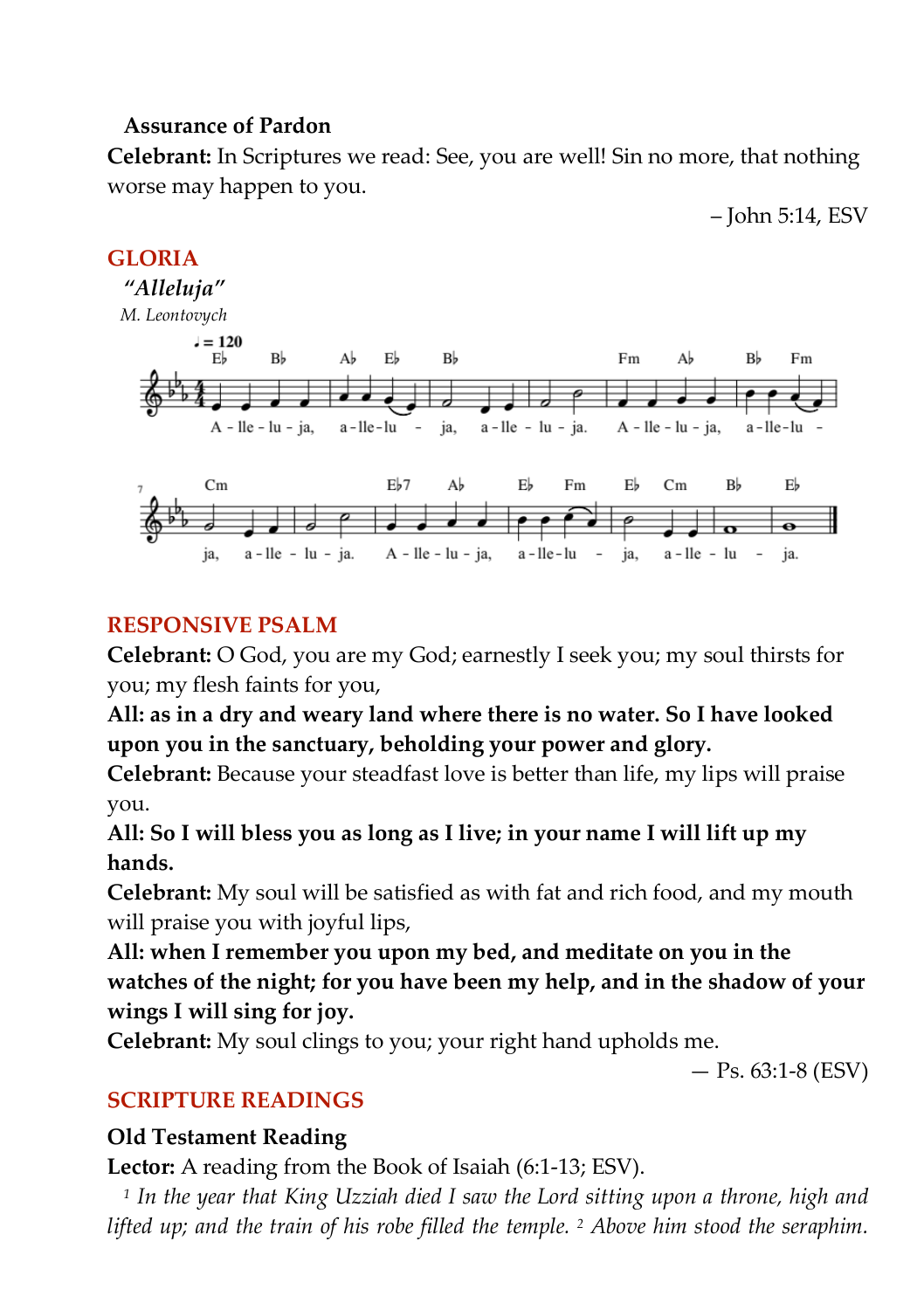**Assurance of Pardon**

**Celebrant:** In Scriptures we read: See, you are well! Sin no more, that nothing worse may happen to you.

– John 5:14, ESV

## GLORIA

***"Alleluja"***

*M. Leontovych*

A - lle - lu - ja, a - lle - lu - ja, a - lle - lu - ja. A - lle - lu - ja, a - lle - lu - ja, a - lle - lu - ja. A - lle - lu - ja, a - lle - lu - ja, a - lle - lu - ja.

## RESPONSIVE PSALM

**Celebrant:** O God, you are my God; earnestly I seek you; my soul thirsts for you; my flesh faints for you,

**All: as in a dry and weary land where there is no water. So I have looked upon you in the sanctuary, beholding your power and glory.**

**Celebrant:** Because your steadfast love is better than life, my lips will praise you.

**All: So I will bless you as long as I live; in your name I will lift up my hands.**

**Celebrant:** My soul will be satisfied as with fat and rich food, and my mouth will praise you with joyful lips,

**All: when I remember you upon my bed, and meditate on you in the watches of the night; for you have been my help, and in the shadow of your wings I will sing for joy.**

**Celebrant:** My soul clings to you; your right hand upholds me.

— Ps. 63:1-8 (ESV)

## SCRIPTURE READINGS

**Old Testament Reading**

**Lector:** A reading from the Book of Isaiah (6:1-13; ESV).

*[1] In the year that King Uzziah died I saw the Lord sitting upon a throne, high and lifted up; and the train of his robe filled the temple. [2] Above him stood the seraphim.*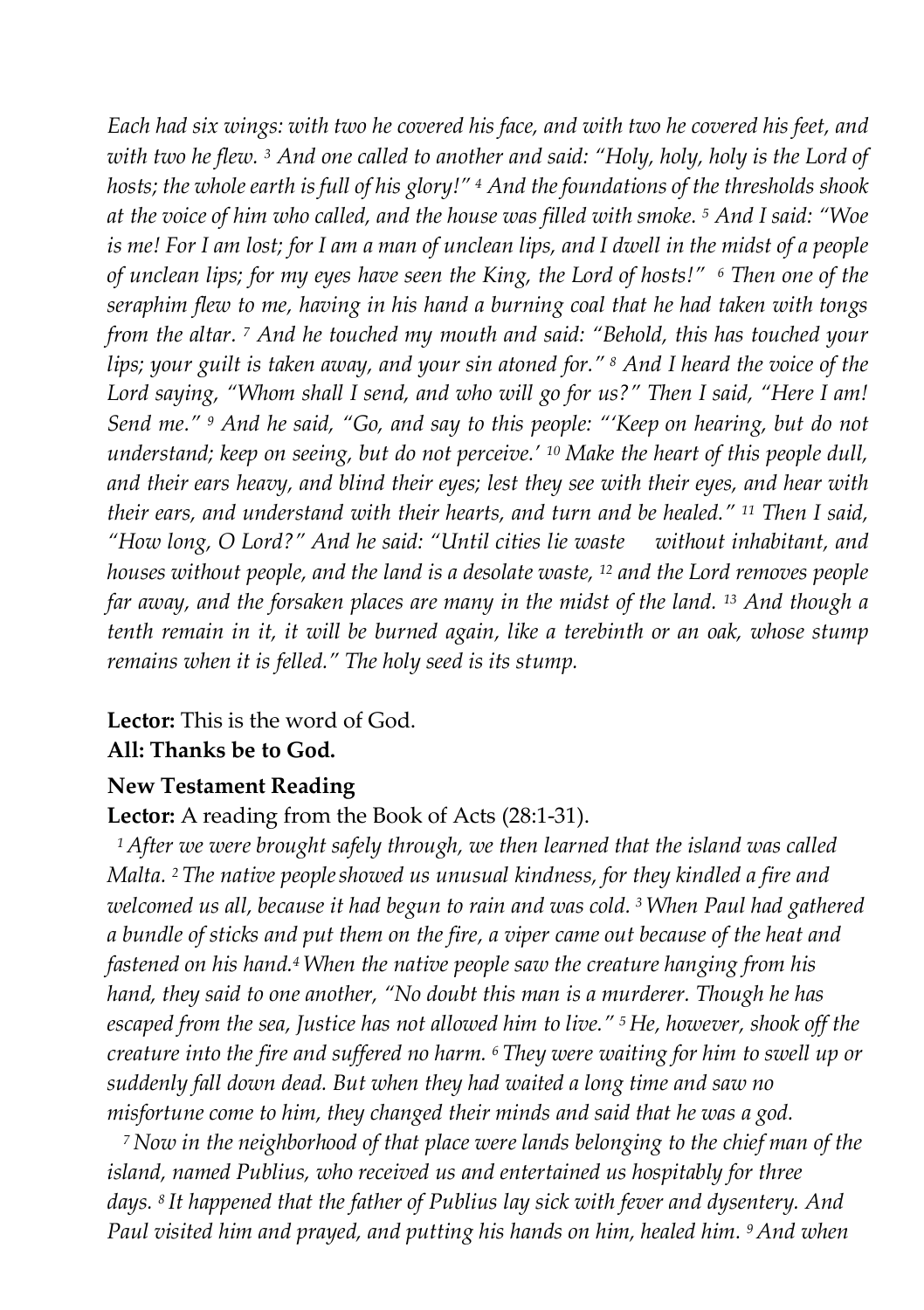*Each had six wings: with two he covered his face, and with two he covered his feet, and with two he flew. [3] And one called to another and said: "Holy, holy, holy is the Lord of hosts; the whole earth is full of his glory!" [4] And the foundations of the thresholds shook at the voice of him who called, and the house was filled with smoke. [5] And I said: "Woe is me! For I am lost; for I am a man of unclean lips, and I dwell in the midst of a people of unclean lips; for my eyes have seen the King, the Lord of hosts!" [6] Then one of the seraphim flew to me, having in his hand a burning coal that he had taken with tongs from the altar. [7] And he touched my mouth and said: "Behold, this has touched your lips; your guilt is taken away, and your sin atoned for." [8] And I heard the voice of the Lord saying, "Whom shall I send, and who will go for us?" Then I said, "Here I am! Send me." [9] And he said, "Go, and say to this people: "'Keep on hearing, but do not understand; keep on seeing, but do not perceive.' [10] Make the heart of this people dull, and their ears heavy, and blind their eyes; lest they see with their eyes, and hear with their ears, and understand with their hearts, and turn and be healed." [11] Then I said, "How long, O Lord?" And he said: "Until cities lie waste without inhabitant, and houses without people, and the land is a desolate waste, [12] and the Lord removes people far away, and the forsaken places are many in the midst of the land. [13] And though a tenth remain in it, it will be burned again, like a terebinth or an oak, whose stump remains when it is felled." The holy seed is its stump.*

**Lector:** This is the word of God.
**All: Thanks be to God.**

**New Testament Reading**

**Lector:** A reading from the Book of Acts (28:1-31).

*[1] After we were brought safely through, we then learned that the island was called Malta. [2] The native people showed us unusual kindness, for they kindled a fire and welcomed us all, because it had begun to rain and was cold. [3] When Paul had gathered a bundle of sticks and put them on the fire, a viper came out because of the heat and fastened on his hand.[4] When the native people saw the creature hanging from his hand, they said to one another, "No doubt this man is a murderer. Though he has escaped from the sea, Justice has not allowed him to live." [5] He, however, shook off the creature into the fire and suffered no harm. [6] They were waiting for him to swell up or suddenly fall down dead. But when they had waited a long time and saw no misfortune come to him, they changed their minds and said that he was a god.*

*[7] Now in the neighborhood of that place were lands belonging to the chief man of the island, named Publius, who received us and entertained us hospitably for three days. [8] It happened that the father of Publius lay sick with fever and dysentery. And Paul visited him and prayed, and putting his hands on him, healed him. [9] And when*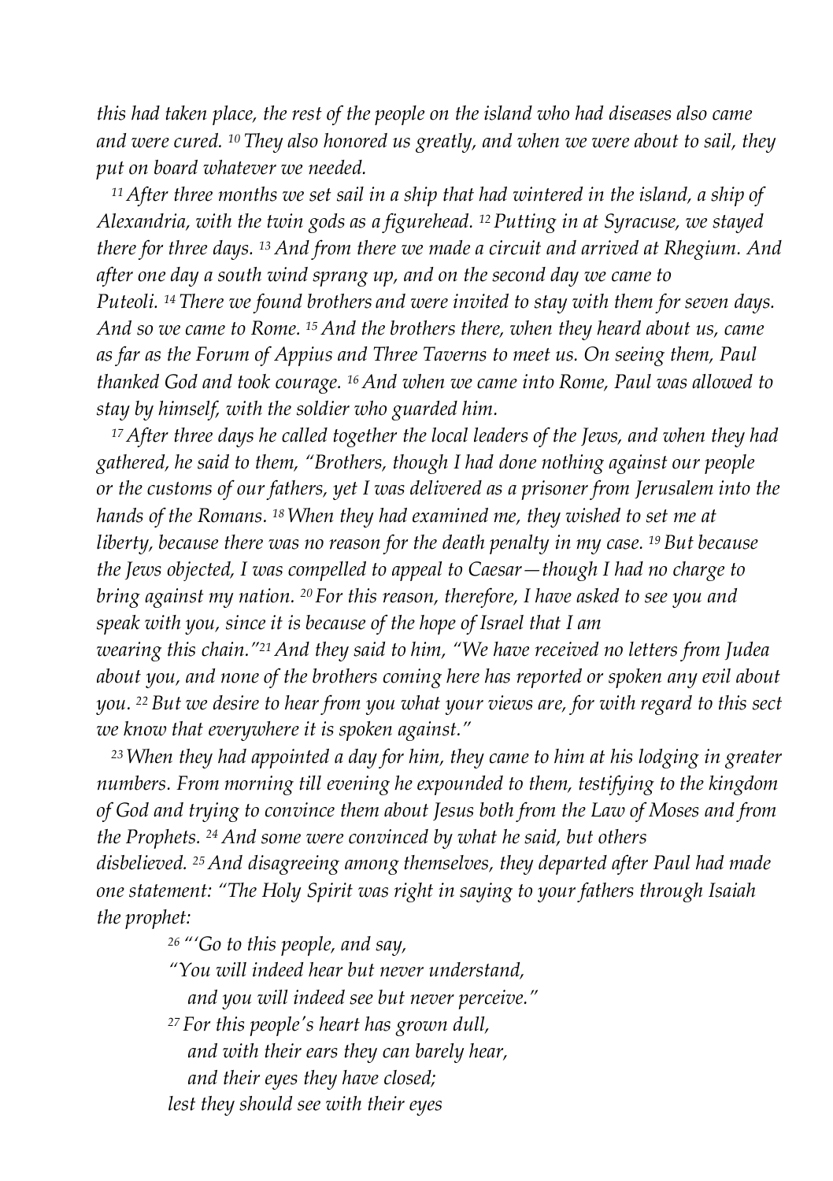*this had taken place, the rest of the people on the island who had diseases also came and were cured. [10] They also honored us greatly, and when we were about to sail, they put on board whatever we needed.*

*[11] After three months we set sail in a ship that had wintered in the island, a ship of Alexandria, with the twin gods as a figurehead. [12] Putting in at Syracuse, we stayed there for three days. [13] And from there we made a circuit and arrived at Rhegium. And after one day a south wind sprang up, and on the second day we came to Puteoli. [14] There we found brothers and were invited to stay with them for seven days. And so we came to Rome. [15] And the brothers there, when they heard about us, came as far as the Forum of Appius and Three Taverns to meet us. On seeing them, Paul thanked God and took courage. [16] And when we came into Rome, Paul was allowed to stay by himself, with the soldier who guarded him.*

*[17] After three days he called together the local leaders of the Jews, and when they had gathered, he said to them, "Brothers, though I had done nothing against our people or the customs of our fathers, yet I was delivered as a prisoner from Jerusalem into the hands of the Romans. [18] When they had examined me, they wished to set me at liberty, because there was no reason for the death penalty in my case. [19] But because the Jews objected, I was compelled to appeal to Caesar—though I had no charge to bring against my nation. [20] For this reason, therefore, I have asked to see you and speak with you, since it is because of the hope of Israel that I am wearing this chain."[21] And they said to him, "We have received no letters from Judea about you, and none of the brothers coming here has reported or spoken any evil about you. [22] But we desire to hear from you what your views are, for with regard to this sect we know that everywhere it is spoken against."*

*[23] When they had appointed a day for him, they came to him at his lodging in greater numbers. From morning till evening he expounded to them, testifying to the kingdom of God and trying to convince them about Jesus both from the Law of Moses and from the Prophets. [24] And some were convinced by what he said, but others disbelieved. [25] And disagreeing among themselves, they departed after Paul had made one statement: "The Holy Spirit was right in saying to your fathers through Isaiah the prophet:*

> *[26] "'Go to this people, and say,*
> *"You will indeed hear but never understand,*
> *and you will indeed see but never perceive."*
> *[27] For this people's heart has grown dull,*
> *and with their ears they can barely hear,*
> *and their eyes they have closed;*
> *lest they should see with their eyes*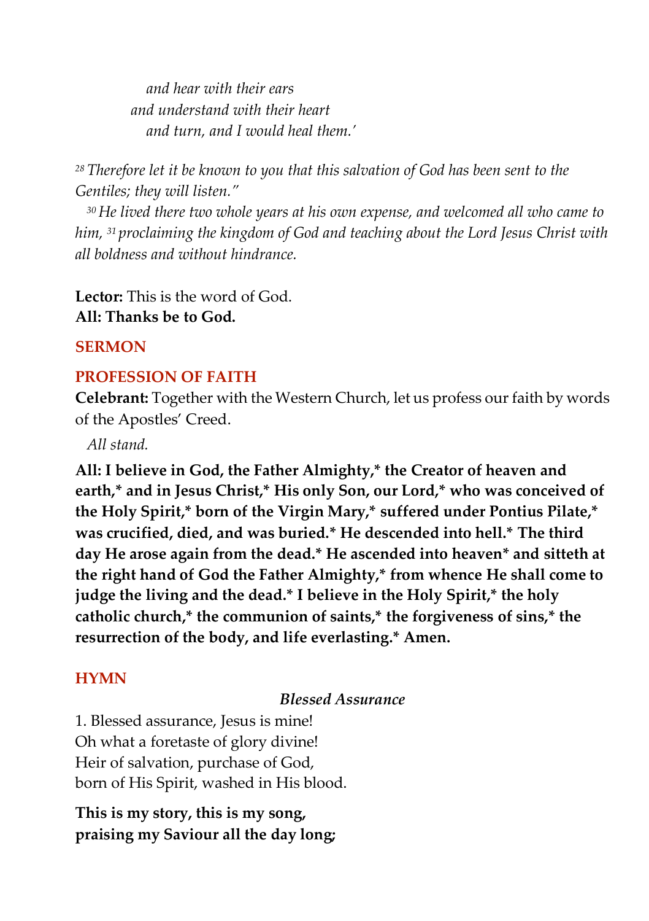*and hear with their ears*
*and understand with their heart*
*and turn, and I would heal them.'*

*[28] Therefore let it be known to you that this salvation of God has been sent to the Gentiles; they will listen."*

*[30] He lived there two whole years at his own expense, and welcomed all who came to him, [31] proclaiming the kingdom of God and teaching about the Lord Jesus Christ with all boldness and without hindrance.*

**Lector:** This is the word of God.
**All: Thanks be to God.**

## SERMON

## PROFESSION OF FAITH

**Celebrant:** Together with the Western Church, let us profess our faith by words of the Apostles' Creed.

*All stand.*

**All: I believe in God, the Father Almighty,* the Creator of heaven and earth,* and in Jesus Christ,* His only Son, our Lord,* who was conceived of the Holy Spirit,* born of the Virgin Mary,* suffered under Pontius Pilate,* was crucified, died, and was buried.* He descended into hell.* The third day He arose again from the dead.* He ascended into heaven* and sitteth at the right hand of God the Father Almighty,* from whence He shall come to judge the living and the dead.* I believe in the Holy Spirit,* the holy catholic church,* the communion of saints,* the forgiveness of sins,* the resurrection of the body, and life everlasting.* Amen.**

## HYMN

***Blessed Assurance***

1. Blessed assurance, Jesus is mine!
Oh what a foretaste of glory divine!
Heir of salvation, purchase of God,
born of His Spirit, washed in His blood.

**This is my story, this is my song,**
**praising my Saviour all the day long;**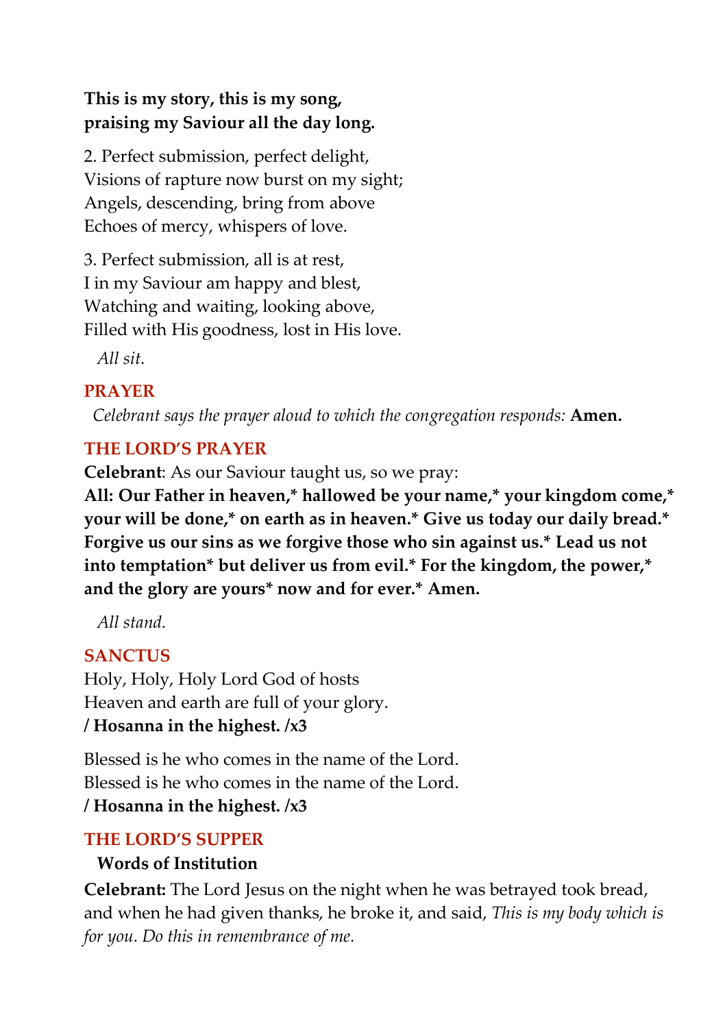**This is my story, this is my song,**
**praising my Saviour all the day long.**

2. Perfect submission, perfect delight,
Visions of rapture now burst on my sight;
Angels, descending, bring from above
Echoes of mercy, whispers of love.

3. Perfect submission, all is at rest,
I in my Saviour am happy and blest,
Watching and waiting, looking above,
Filled with His goodness, lost in His love.

*All sit.*

## PRAYER

*Celebrant says the prayer aloud to which the congregation responds:* **Amen.**

## THE LORD'S PRAYER

**Celebrant**: As our Saviour taught us, so we pray:

**All: Our Father in heaven,* hallowed be your name,* your kingdom come,* your will be done,* on earth as in heaven.* Give us today our daily bread.* Forgive us our sins as we forgive those who sin against us.* Lead us not into temptation* but deliver us from evil.* For the kingdom, the power,* and the glory are yours* now and for ever.* Amen.**

*All stand.*

## SANCTUS

Holy, Holy, Holy Lord God of hosts
Heaven and earth are full of your glory.
**/ Hosanna in the highest. /x3**

Blessed is he who comes in the name of the Lord.
Blessed is he who comes in the name of the Lord.
**/ Hosanna in the highest. /x3**

## THE LORD'S SUPPER

**Words of Institution**

**Celebrant:** The Lord Jesus on the night when he was betrayed took bread, and when he had given thanks, he broke it, and said, *This is my body which is for you. Do this in remembrance of me.*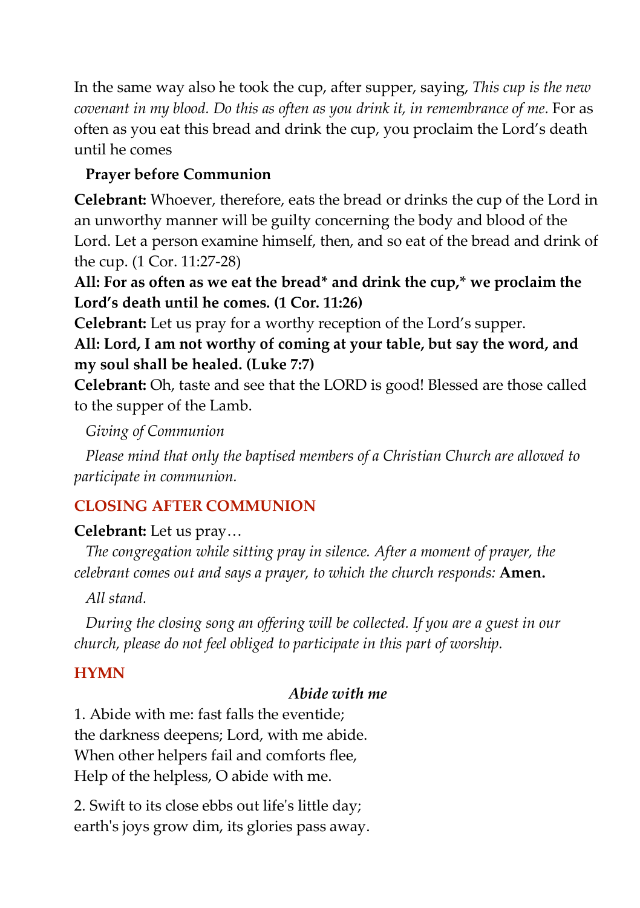In the same way also he took the cup, after supper, saying, *This cup is the new covenant in my blood. Do this as often as you drink it, in remembrance of me.* For as often as you eat this bread and drink the cup, you proclaim the Lord's death until he comes

**Prayer before Communion**

**Celebrant:** Whoever, therefore, eats the bread or drinks the cup of the Lord in an unworthy manner will be guilty concerning the body and blood of the Lord. Let a person examine himself, then, and so eat of the bread and drink of the cup. (1 Cor. 11:27-28)
**All: For as often as we eat the bread* and drink the cup,* we proclaim the Lord's death until he comes. (1 Cor. 11:26)**
**Celebrant:** Let us pray for a worthy reception of the Lord's supper.
**All: Lord, I am not worthy of coming at your table, but say the word, and my soul shall be healed. (Luke 7:7)**
**Celebrant:** Oh, taste and see that the LORD is good! Blessed are those called to the supper of the Lamb.

*Giving of Communion*

*Please mind that only the baptised members of a Christian Church are allowed to participate in communion.*

## CLOSING AFTER COMMUNION

**Celebrant:** Let us pray…

*The congregation while sitting pray in silence. After a moment of prayer, the celebrant comes out and says a prayer, to which the church responds:* **Amen.**

*All stand.*

*During the closing song an offering will be collected. If you are a guest in our church, please do not feel obliged to participate in this part of worship.*

## HYMN

***Abide with me***

1. Abide with me: fast falls the eventide;
the darkness deepens; Lord, with me abide.
When other helpers fail and comforts flee,
Help of the helpless, O abide with me.

2. Swift to its close ebbs out life's little day;
earth's joys grow dim, its glories pass away.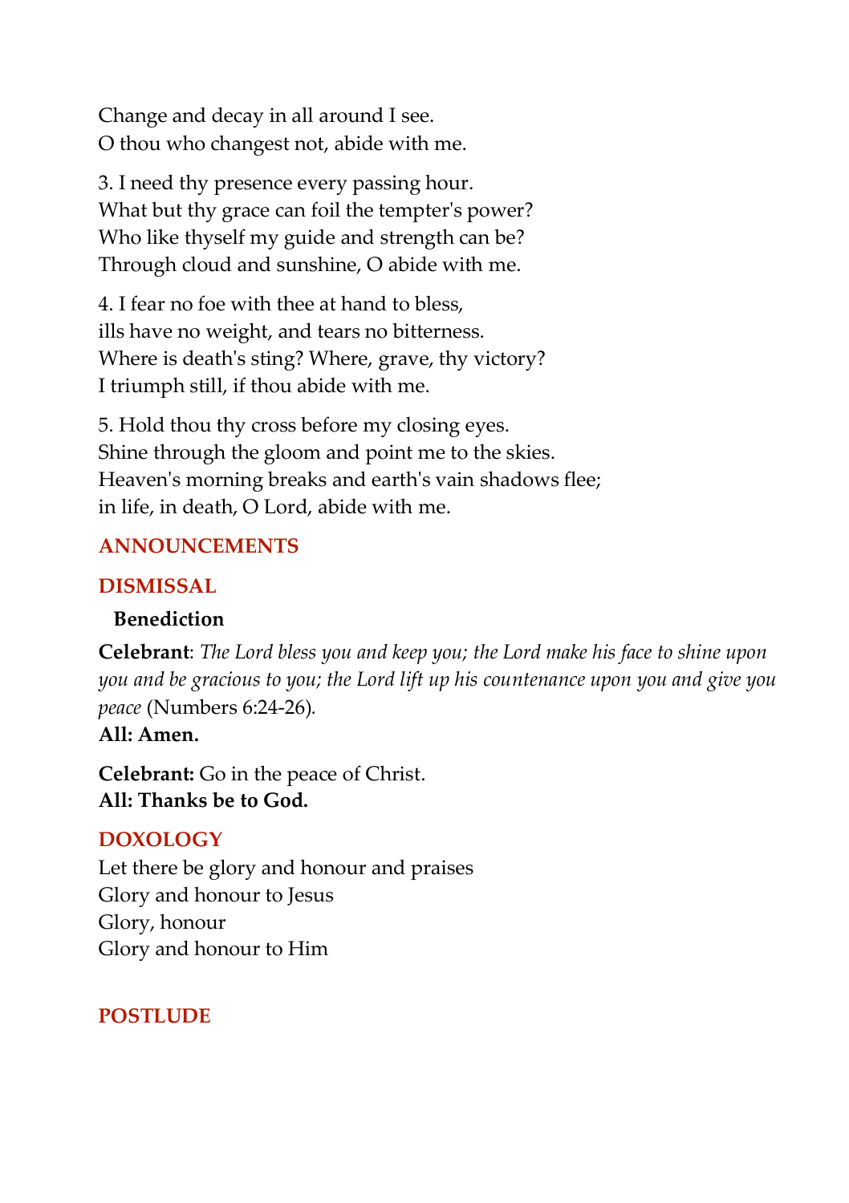Change and decay in all around I see.
O thou who changest not, abide with me.

3. I need thy presence every passing hour.
What but thy grace can foil the tempter's power?
Who like thyself my guide and strength can be?
Through cloud and sunshine, O abide with me.

4. I fear no foe with thee at hand to bless,
ills have no weight, and tears no bitterness.
Where is death's sting? Where, grave, thy victory?
I triumph still, if thou abide with me.

5. Hold thou thy cross before my closing eyes.
Shine through the gloom and point me to the skies.
Heaven's morning breaks and earth's vain shadows flee;
in life, in death, O Lord, abide with me.

## ANNOUNCEMENTS

## DISMISSAL

**Benediction**

**Celebrant**: *The Lord bless you and keep you; the Lord make his face to shine upon you and be gracious to you; the Lord lift up his countenance upon you and give you peace* (Numbers 6:24-26).
**All: Amen.**

**Celebrant:** Go in the peace of Christ.
**All: Thanks be to God.**

## DOXOLOGY

Let there be glory and honour and praises
Glory and honour to Jesus
Glory, honour
Glory and honour to Him

## POSTLUDE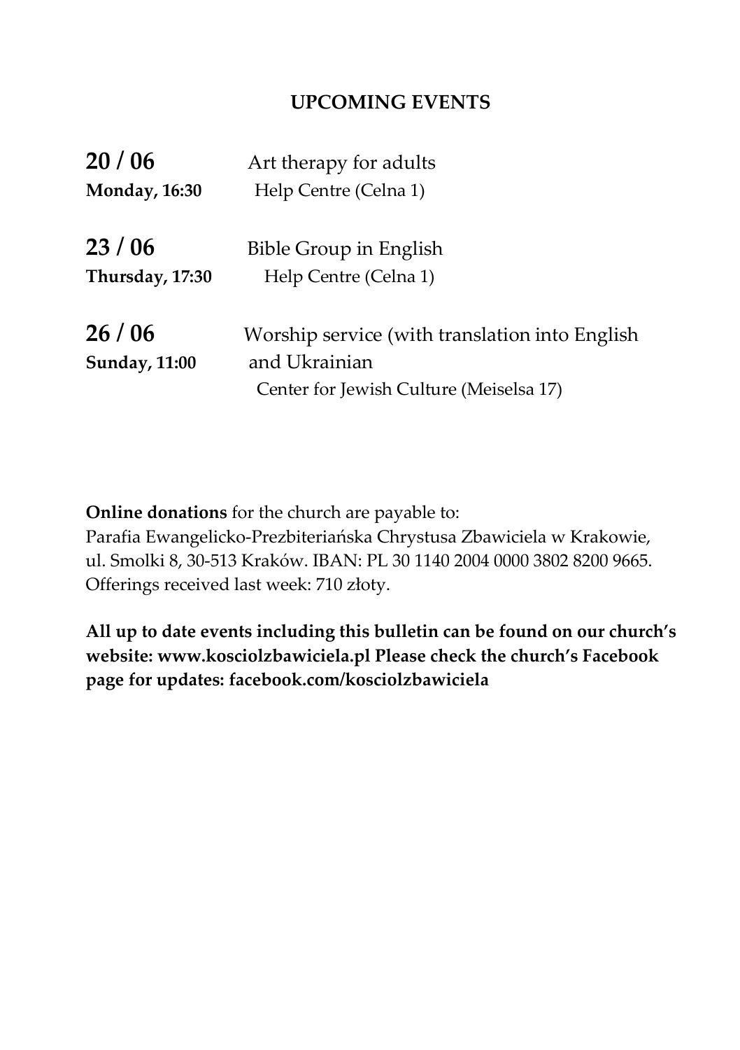## UPCOMING EVENTS

**20 / 06**
**Monday, 16:30**
Art therapy for adults
Help Centre (Celna 1)

**23 / 06**
**Thursday, 17:30**
Bible Group in English
Help Centre (Celna 1)

**26 / 06**
**Sunday, 11:00**
Worship service (with translation into English and Ukrainian
Center for Jewish Culture (Meiselsa 17)

**Online donations** for the church are payable to:
Parafia Ewangelicko-Prezbiteriańska Chrystusa Zbawiciela w Krakowie, ul. Smolki 8, 30-513 Kraków. IBAN: PL 30 1140 2004 0000 3802 8200 9665.
Offerings received last week: 710 złoty.

**All up to date events including this bulletin can be found on our church's website: www.kosciolzbawiciela.pl Please check the church's Facebook page for updates: facebook.com/kosciolzbawiciela**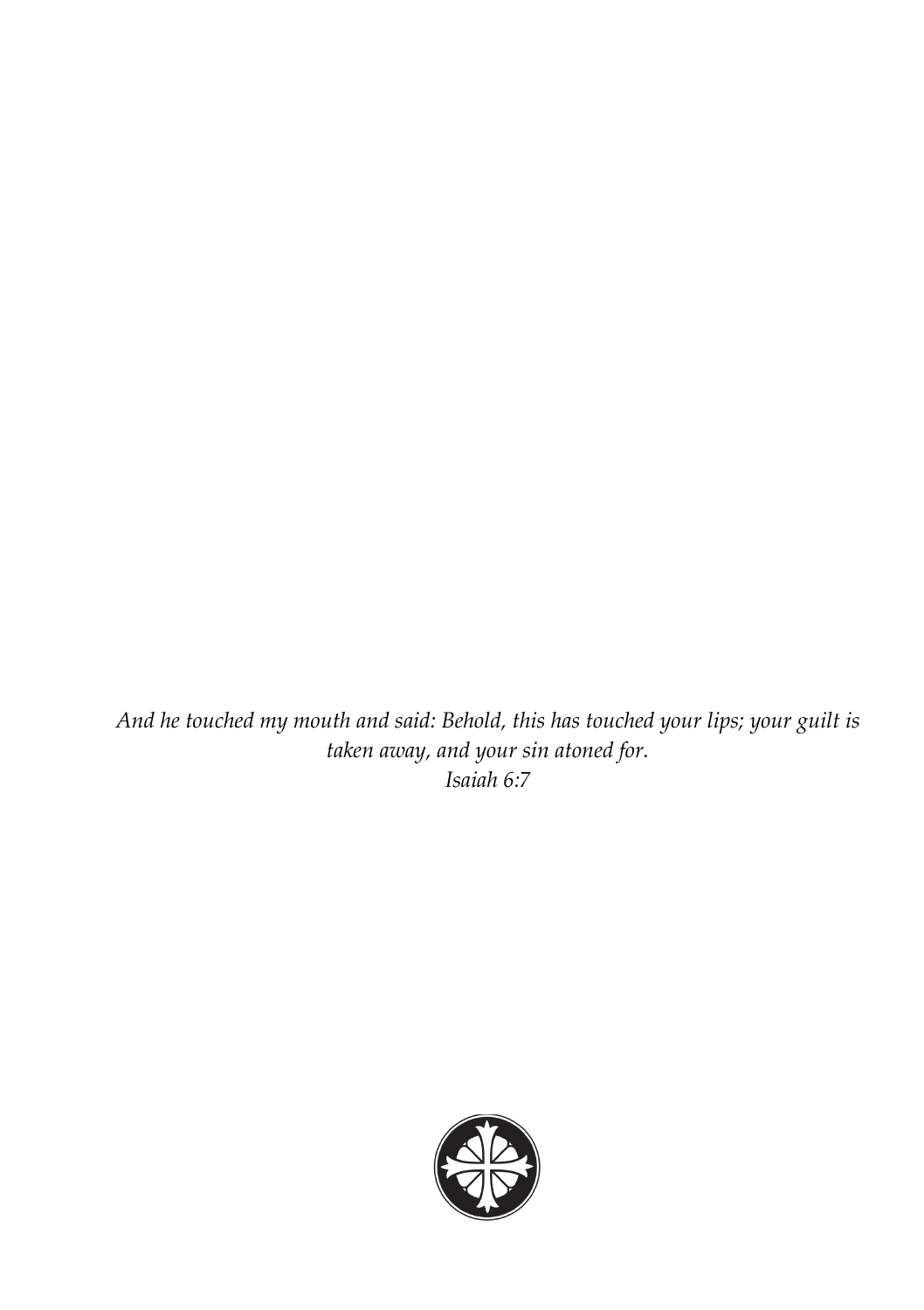*And he touched my mouth and said: Behold, this has touched your lips; your guilt is taken away, and your sin atoned for.*
*Isaiah 6:7*